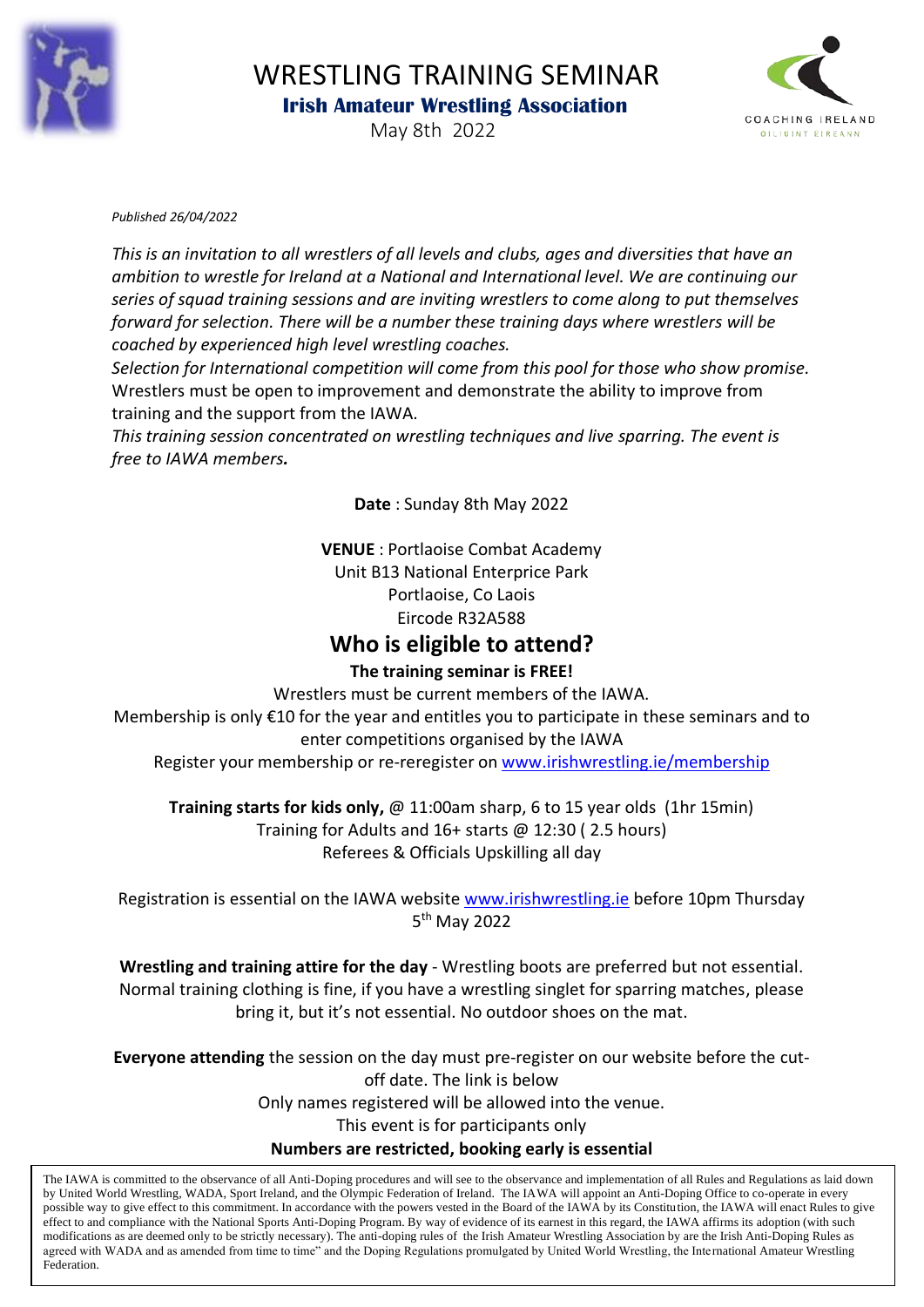# WRESTLING TRAINING SEMINAR

**Irish Amateur Wrestling Association**

May 8th 2022

COACHING IRELAND
OILIUINT EIREANN

*Published 26/04/2022*

*This is an invitation to all wrestlers of all levels and clubs, ages and diversities that have an ambition to wrestle for Ireland at a National and International level. We are continuing our series of squad training sessions and are inviting wrestlers to come along to put themselves forward for selection. There will be a number these training days where wrestlers will be coached by experienced high level wrestling coaches.*

*Selection for International competition will come from this pool for those who show promise.*
Wrestlers must be open to improvement and demonstrate the ability to improve from training and the support from the IAWA.

*This training session concentrated on wrestling techniques and live sparring. The event is free to IAWA members.*

**Date** : Sunday 8th May 2022

**VENUE** : Portlaoise Combat Academy
Unit B13 National Enterprice Park
Portlaoise, Co Laois
Eircode R32A588

## Who is eligible to attend?

**The training seminar is FREE!**

Wrestlers must be current members of the IAWA.

Membership is only €10 for the year and entitles you to participate in these seminars and to enter competitions organised by the IAWA

Register your membership or re-reregister on [www.irishwrestling.ie/membership](www.irishwrestling.ie/membership)

**Training starts for kids only,** @ 11:00am sharp, 6 to 15 year olds (1hr 15min)
Training for Adults and 16+ starts @ 12:30 ( 2.5 hours)
Referees & Officials Upskilling all day

Registration is essential on the IAWA website [www.irishwrestling.ie](www.irishwrestling.ie) before 10pm Thursday 5th May 2022

**Wrestling and training attire for the day** - Wrestling boots are preferred but not essential. Normal training clothing is fine, if you have a wrestling singlet for sparring matches, please bring it, but it's not essential. No outdoor shoes on the mat.

**Everyone attending** the session on the day must pre-register on our website before the cut-off date. The link is below

Only names registered will be allowed into the venue.

This event is for participants only

**Numbers are restricted, booking early is essential**

The IAWA is committed to the observance of all Anti-Doping procedures and will see to the observance and implementation of all Rules and Regulations as laid down by United World Wrestling, WADA, Sport Ireland, and the Olympic Federation of Ireland. The IAWA will appoint an Anti-Doping Office to co-operate in every possible way to give effect to this commitment. In accordance with the powers vested in the Board of the IAWA by its Constitution, the IAWA will enact Rules to give effect to and compliance with the National Sports Anti-Doping Program. By way of evidence of its earnest in this regard, the IAWA affirms its adoption (with such modifications as are deemed only to be strictly necessary). The anti-doping rules of the Irish Amateur Wrestling Association by are the Irish Anti-Doping Rules as agreed with WADA and as amended from time to time" and the Doping Regulations promulgated by United World Wrestling, the International Amateur Wrestling Federation.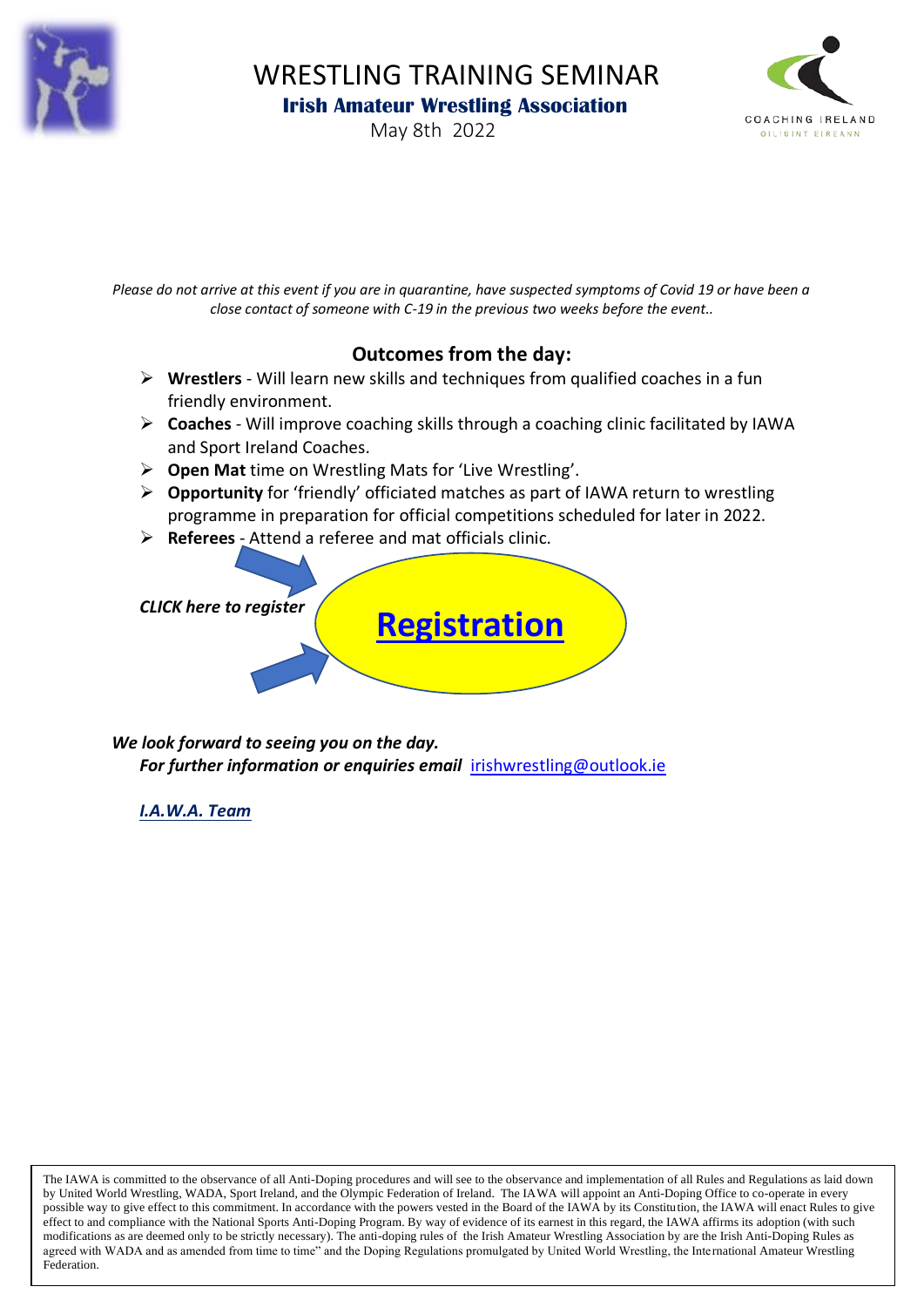# WRESTLING TRAINING SEMINAR

**Irish Amateur Wrestling Association**

May 8th 2022

COACHING IRELAND
OILIUINT EIREANN

*Please do not arrive at this event if you are in quarantine, have suspected symptoms of Covid 19 or have been a close contact of someone with C-19 in the previous two weeks before the event..*

## Outcomes from the day:

- **Wrestlers** - Will learn new skills and techniques from qualified coaches in a fun friendly environment.
- **Coaches** - Will improve coaching skills through a coaching clinic facilitated by IAWA and Sport Ireland Coaches.
- **Open Mat** time on Wrestling Mats for 'Live Wrestling'.
- **Opportunity** for 'friendly' officiated matches as part of IAWA return to wrestling programme in preparation for official competitions scheduled for later in 2022.
- **Referees** - Attend a referee and mat officials clinic.

***CLICK here to register*** **Registration**

***We look forward to seeing you on the day.***

***For further information or enquiries email*** irishwrestling@outlook.ie

***I.A.W.A. Team***

The IAWA is committed to the observance of all Anti-Doping procedures and will see to the observance and implementation of all Rules and Regulations as laid down by United World Wrestling, WADA, Sport Ireland, and the Olympic Federation of Ireland. The IAWA will appoint an Anti-Doping Office to co-operate in every possible way to give effect to this commitment. In accordance with the powers vested in the Board of the IAWA by its Constitution, the IAWA will enact Rules to give effect to and compliance with the National Sports Anti-Doping Program. By way of evidence of its earnest in this regard, the IAWA affirms its adoption (with such modifications as are deemed only to be strictly necessary). The anti-doping rules of the Irish Amateur Wrestling Association by are the Irish Anti-Doping Rules as agreed with WADA and as amended from time to time" and the Doping Regulations promulgated by United World Wrestling, the International Amateur Wrestling Federation.